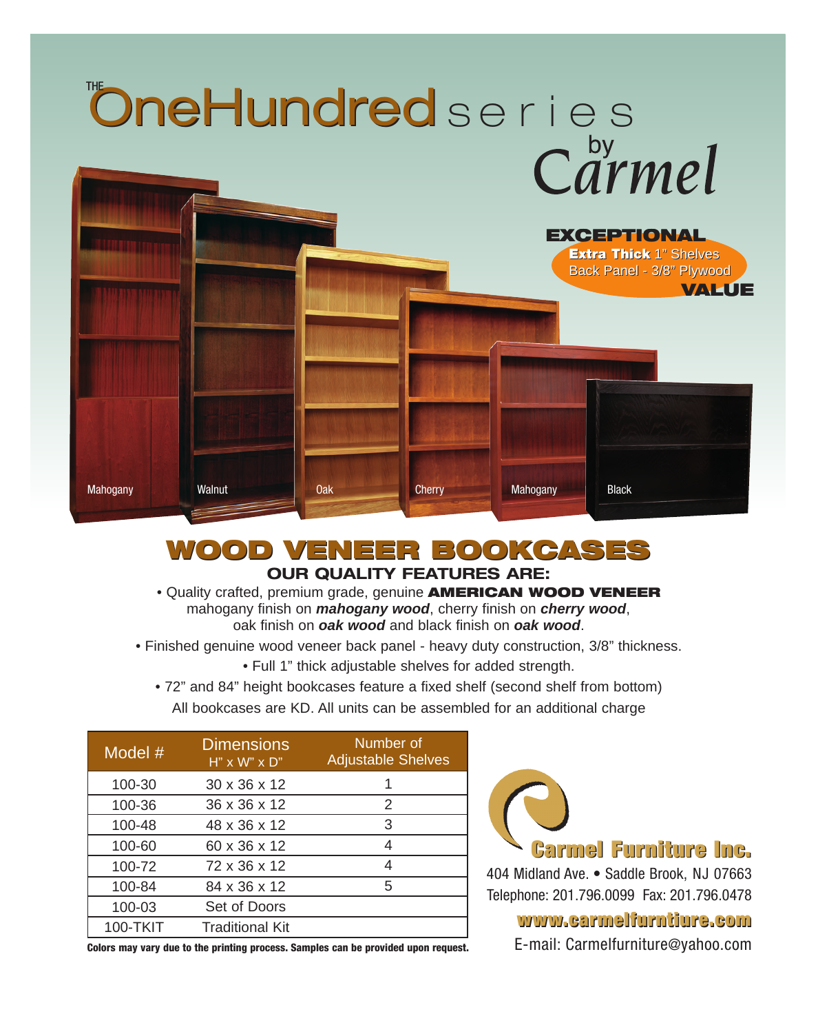# THE OneHundred series

by Carmel

**EXCEPTIONAL**
**Extra Thick** 1" Shelves
Back Panel - 3/8" Plywood
**VALUE**

Mahogany | Walnut | Oak | Cherry | Mahogany | Black

## WOOD VENEER BOOKCASES

### OUR QUALITY FEATURES ARE:

- Quality crafted, premium grade, genuine **AMERICAN WOOD VENEER** mahogany finish on ***mahogany wood***, cherry finish on ***cherry wood***, oak finish on ***oak wood*** and black finish on ***oak wood***.
- Finished genuine wood veneer back panel - heavy duty construction, 3/8" thickness.
- Full 1" thick adjustable shelves for added strength.
- 72" and 84" height bookcases feature a fixed shelf (second shelf from bottom)

All bookcases are KD. All units can be assembled for an additional charge

| Model # | Dimensions H" x W" x D" | Number of Adjustable Shelves |
|---|---|---|
| 100-30 | 30 x 36 x 12 | 1 |
| 100-36 | 36 x 36 x 12 | 2 |
| 100-48 | 48 x 36 x 12 | 3 |
| 100-60 | 60 x 36 x 12 | 4 |
| 100-72 | 72 x 36 x 12 | 4 |
| 100-84 | 84 x 36 x 12 | 5 |
| 100-03 | Set of Doors | |
| 100-TKIT | Traditional Kit | |

**Colors may vary due to the printing process. Samples can be provided upon request.**

**Carmel Furniture Inc.**
404 Midland Ave. • Saddle Brook, NJ 07663
Telephone: 201.796.0099 Fax: 201.796.0478
**www.carmelfurntiure.com**
E-mail: Carmelfurniture@yahoo.com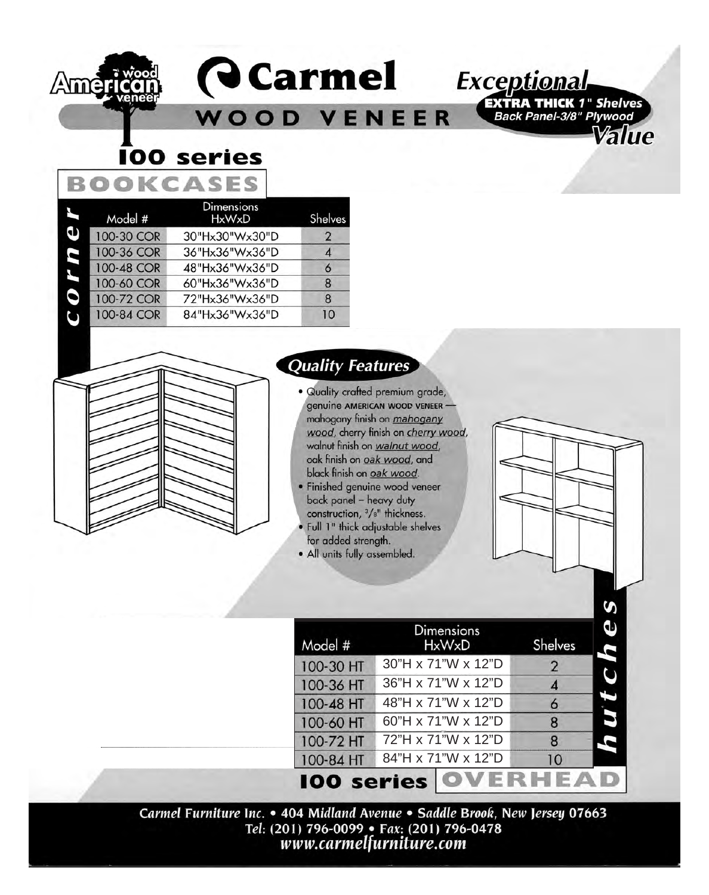American wood veneer

# Carmel

## WOOD VENEER

*Exceptional* **EXTRA THICK 1" Shelves** *Back Panel-3/8" Plywood* *Value*

## 100 series

## BOOKCASES

### corner

| Model # | Dimensions HxWxD | Shelves |
|---|---|---|
| 100-30 COR | 30"Hx30"Wx30"D | 2 |
| 100-36 COR | 36"Hx36"Wx36"D | 4 |
| 100-48 COR | 48"Hx36"Wx36"D | 6 |
| 100-60 COR | 60"Hx36"Wx36"D | 8 |
| 100-72 COR | 72"Hx36"Wx36"D | 8 |
| 100-84 COR | 84"Hx36"Wx36"D | 10 |

### *Quality Features*

- Quality crafted premium grade, genuine AMERICAN WOOD VENEER — mahogany finish on _mahogany wood_, cherry finish on _cherry wood_, walnut finish on _walnut wood_, oak finish on _oak wood_, and black finish on _oak wood_.
- Finished genuine wood veneer back panel – heavy duty construction, 3/8" thickness.
- Full 1" thick adjustable shelves for added strength.
- All units fully assembled.

### hutches

| Model # | Dimensions HxWxD | Shelves |
|---|---|---|
| 100-30 HT | 30"H x 71"W x 12"D | 2 |
| 100-36 HT | 36"H x 71"W x 12"D | 4 |
| 100-48 HT | 48"H x 71"W x 12"D | 6 |
| 100-60 HT | 60"H x 71"W x 12"D | 8 |
| 100-72 HT | 72"H x 71"W x 12"D | 8 |
| 100-84 HT | 84"H x 71"W x 12"D | 10 |

## 100 series OVERHEAD

Carmel Furniture Inc. • 404 Midland Avenue • Saddle Brook, New Jersey 07663
Tel: (201) 796-0099 • Fax: (201) 796-0478
www.carmelfurniture.com